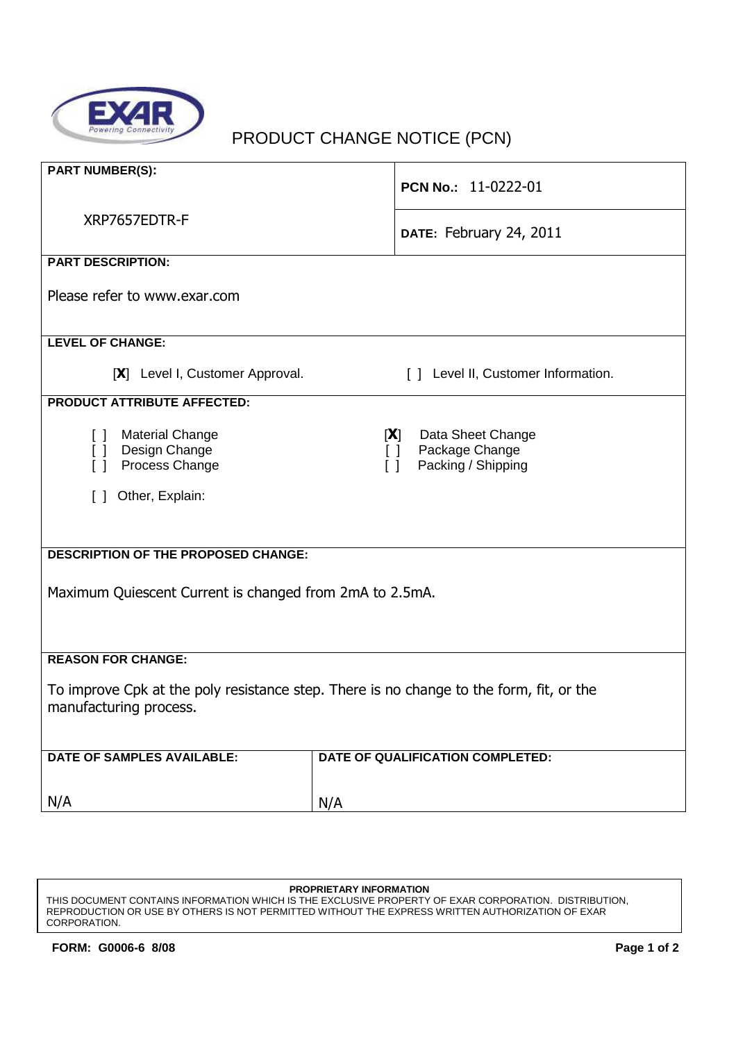# PRODUCT CHANGE NOTICE (PCN)

**PART NUMBER(S):**

XRP7657EDTR-F

**PCN No.:** 11-0222-01

**DATE:** February 24, 2011

**PART DESCRIPTION:**

Please refer to www.exar.com

**LEVEL OF CHANGE:**

[**X**] Level I, Customer Approval.

[ ] Level II, Customer Information.

**PRODUCT ATTRIBUTE AFFECTED:**

[ ] Material Change
[ ] Design Change
[ ] Process Change

[**X**] Data Sheet Change
[ ] Package Change
[ ] Packing / Shipping

[ ] Other, Explain:

**DESCRIPTION OF THE PROPOSED CHANGE:**

Maximum Quiescent Current is changed from 2mA to 2.5mA.

**REASON FOR CHANGE:**

To improve Cpk at the poly resistance step. There is no change to the form, fit, or the manufacturing process.

| DATE OF SAMPLES AVAILABLE: | DATE OF QUALIFICATION COMPLETED: |
|---|---|
| N/A | N/A |

**PROPRIETARY INFORMATION**
THIS DOCUMENT CONTAINS INFORMATION WHICH IS THE EXCLUSIVE PROPERTY OF EXAR CORPORATION. DISTRIBUTION, REPRODUCTION OR USE BY OTHERS IS NOT PERMITTED WITHOUT THE EXPRESS WRITTEN AUTHORIZATION OF EXAR CORPORATION.

**FORM: G0006-6 8/08**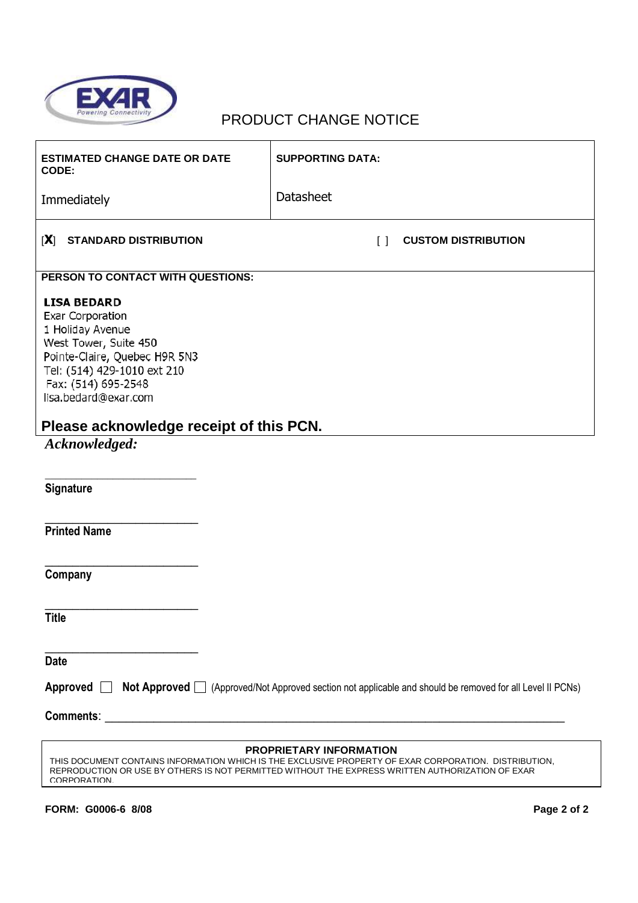# PRODUCT CHANGE NOTICE

| ESTIMATED CHANGE DATE OR DATE CODE: | SUPPORTING DATA: |
|---|---|
| Immediately | Datasheet |

[X] **STANDARD DISTRIBUTION** [ ] **CUSTOM DISTRIBUTION**

**PERSON TO CONTACT WITH QUESTIONS:**

**LISA BEDARD**
Exar Corporation
1 Holiday Avenue
West Tower, Suite 450
Pointe-Claire, Quebec H9R 5N3
Tel: (514) 429-1010 ext 210
Fax: (514) 695-2548
lisa.bedard@exar.com

## Please acknowledge receipt of this PCN.

***Acknowledged:***

\_\_\_\_\_\_\_\_\_\_\_\_\_\_\_\_\_\_\_\_\_\_\_\_\_\_
**Signature**

\_\_\_\_\_\_\_\_\_\_\_\_\_\_\_\_\_\_\_\_\_\_\_\_\_\_
**Printed Name**

\_\_\_\_\_\_\_\_\_\_\_\_\_\_\_\_\_\_\_\_\_\_\_\_\_\_
**Company**

\_\_\_\_\_\_\_\_\_\_\_\_\_\_\_\_\_\_\_\_\_\_\_\_\_\_
**Title**

\_\_\_\_\_\_\_\_\_\_\_\_\_\_\_\_\_\_\_\_\_\_\_\_\_\_
**Date**

**Approved** ☐ **Not Approved** ☐ (Approved/Not Approved section not applicable and should be removed for all Level II PCNs)

**Comments**: \_\_\_\_\_\_\_\_\_\_\_\_\_\_\_\_\_\_\_\_\_\_\_\_\_\_\_\_\_\_\_\_\_\_\_\_\_\_\_\_\_\_\_\_\_\_\_\_\_\_\_\_\_\_\_\_\_\_\_\_\_\_\_\_\_\_\_\_\_\_\_\_\_\_

**PROPRIETARY INFORMATION**
THIS DOCUMENT CONTAINS INFORMATION WHICH IS THE EXCLUSIVE PROPERTY OF EXAR CORPORATION. DISTRIBUTION, REPRODUCTION OR USE BY OTHERS IS NOT PERMITTED WITHOUT THE EXPRESS WRITTEN AUTHORIZATION OF EXAR CORPORATION.

**FORM: G0006-6 8/08**